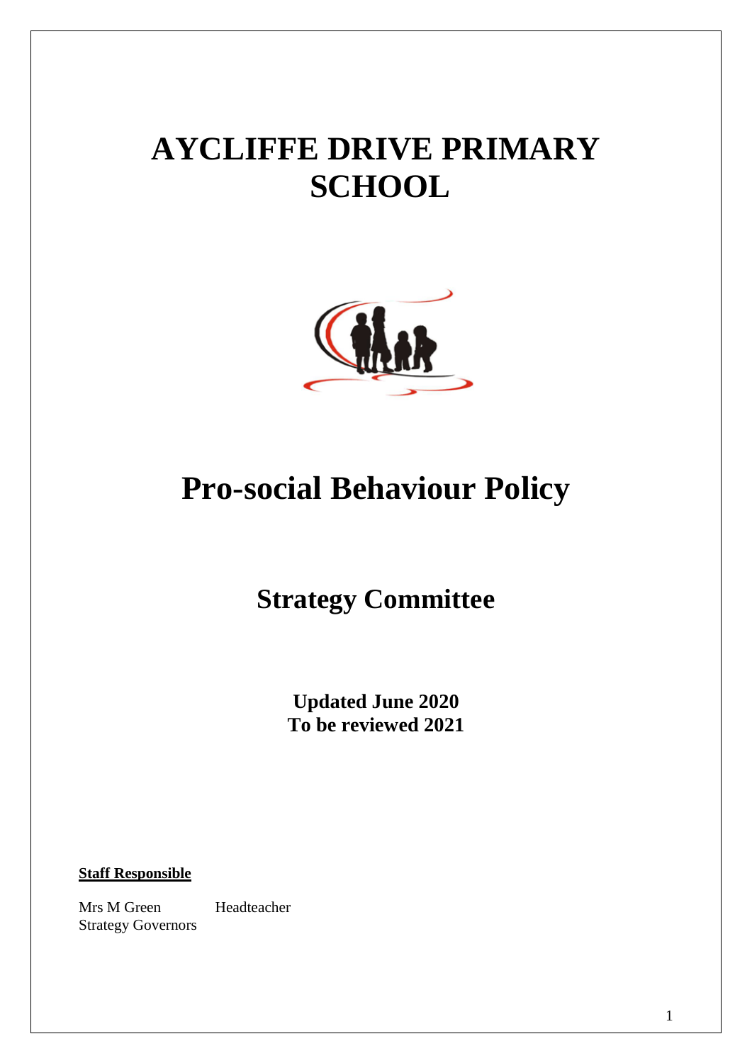# AYCLIFFE DRIVE PRIMARY SCHOOL

# Pro-social Behaviour Policy

## Strategy Committee

**Updated June 2020**
**To be reviewed 2021**

**Staff Responsible**

Mrs M Green Headteacher
Strategy Governors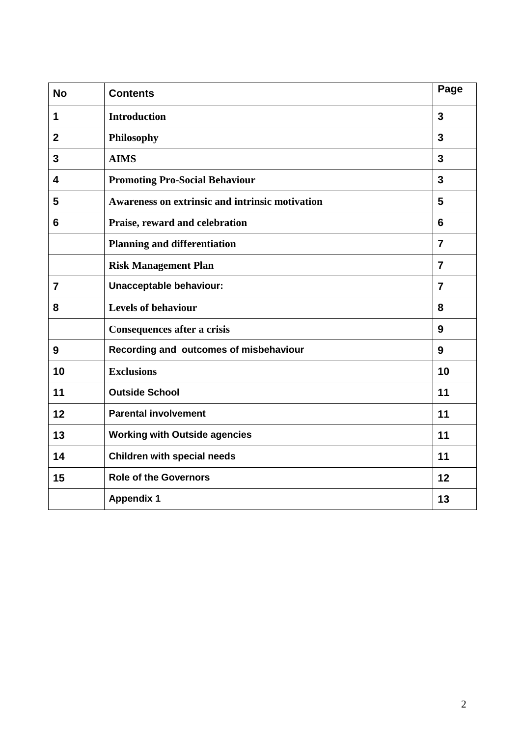| No | Contents | Page |
|---|---|---|
| 1 | **Introduction** | 3 |
| 2 | **Philosophy** | 3 |
| 3 | **AIMS** | 3 |
| 4 | **Promoting Pro-Social Behaviour** | 3 |
| 5 | **Awareness on extrinsic and intrinsic motivation** | 5 |
| 6 | **Praise, reward and celebration** | 6 |
| | **Planning and differentiation** | 7 |
| | **Risk Management Plan** | 7 |
| 7 | **Unacceptable behaviour:** | 7 |
| 8 | **Levels of behaviour** | 8 |
| | **Consequences after a crisis** | 9 |
| 9 | **Recording and outcomes of misbehaviour** | 9 |
| 10 | **Exclusions** | 10 |
| 11 | **Outside School** | 11 |
| 12 | **Parental involvement** | 11 |
| 13 | **Working with Outside agencies** | 11 |
| 14 | **Children with special needs** | 11 |
| 15 | **Role of the Governors** | 12 |
| | **Appendix 1** | 13 |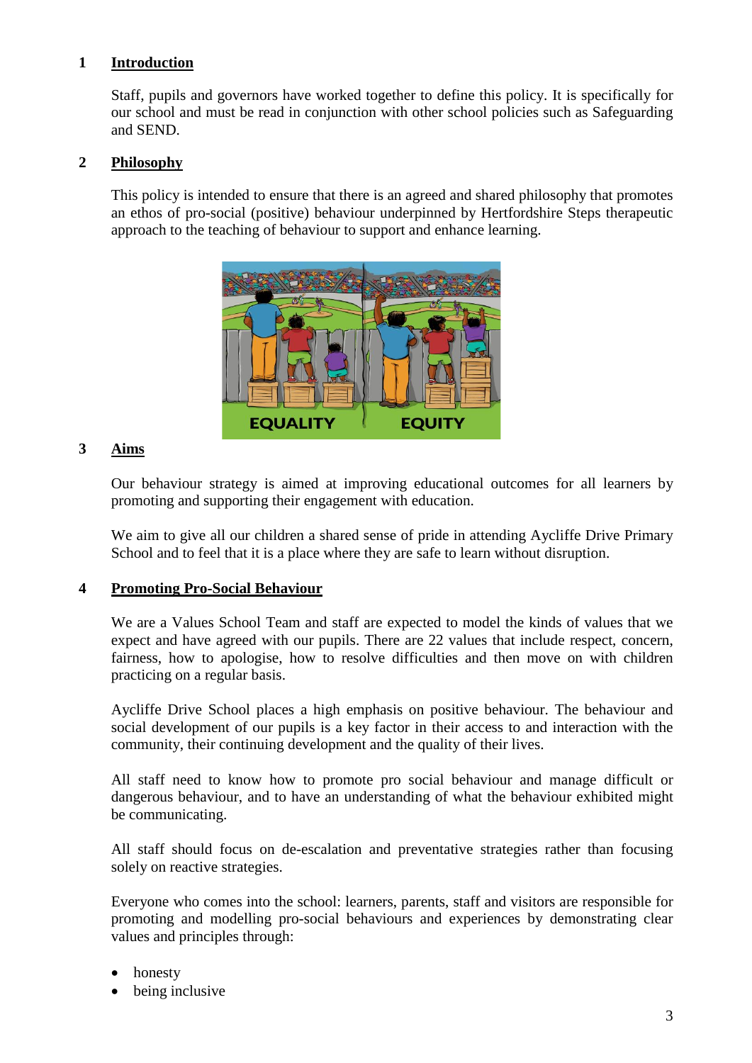## 1 Introduction

Staff, pupils and governors have worked together to define this policy. It is specifically for our school and must be read in conjunction with other school policies such as Safeguarding and SEND.

## 2 Philosophy

This policy is intended to ensure that there is an agreed and shared philosophy that promotes an ethos of pro-social (positive) behaviour underpinned by Hertfordshire Steps therapeutic approach to the teaching of behaviour to support and enhance learning.

## 3 Aims

Our behaviour strategy is aimed at improving educational outcomes for all learners by promoting and supporting their engagement with education.

We aim to give all our children a shared sense of pride in attending Aycliffe Drive Primary School and to feel that it is a place where they are safe to learn without disruption.

## 4 Promoting Pro-Social Behaviour

We are a Values School Team and staff are expected to model the kinds of values that we expect and have agreed with our pupils. There are 22 values that include respect, concern, fairness, how to apologise, how to resolve difficulties and then move on with children practicing on a regular basis.

Aycliffe Drive School places a high emphasis on positive behaviour. The behaviour and social development of our pupils is a key factor in their access to and interaction with the community, their continuing development and the quality of their lives.

All staff need to know how to promote pro social behaviour and manage difficult or dangerous behaviour, and to have an understanding of what the behaviour exhibited might be communicating.

All staff should focus on de-escalation and preventative strategies rather than focusing solely on reactive strategies.

Everyone who comes into the school: learners, parents, staff and visitors are responsible for promoting and modelling pro-social behaviours and experiences by demonstrating clear values and principles through:

- honesty
- being inclusive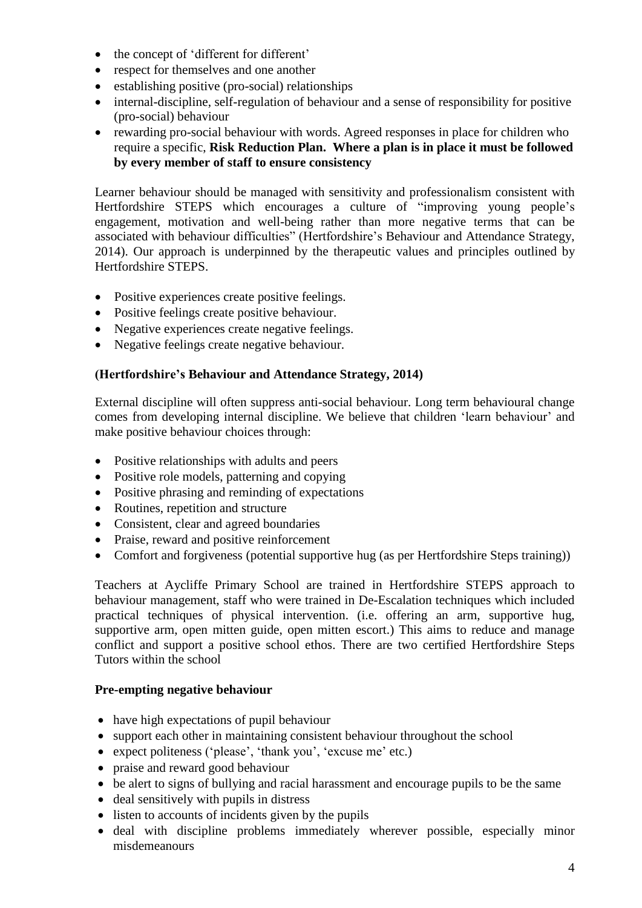- the concept of 'different for different'
- respect for themselves and one another
- establishing positive (pro-social) relationships
- internal-discipline, self-regulation of behaviour and a sense of responsibility for positive (pro-social) behaviour
- rewarding pro-social behaviour with words. Agreed responses in place for children who require a specific, **Risk Reduction Plan. Where a plan is in place it must be followed by every member of staff to ensure consistency**

Learner behaviour should be managed with sensitivity and professionalism consistent with Hertfordshire STEPS which encourages a culture of "improving young people's engagement, motivation and well-being rather than more negative terms that can be associated with behaviour difficulties" (Hertfordshire's Behaviour and Attendance Strategy, 2014). Our approach is underpinned by the therapeutic values and principles outlined by Hertfordshire STEPS.

- Positive experiences create positive feelings.
- Positive feelings create positive behaviour.
- Negative experiences create negative feelings.
- Negative feelings create negative behaviour.

**(Hertfordshire's Behaviour and Attendance Strategy, 2014)**

External discipline will often suppress anti-social behaviour. Long term behavioural change comes from developing internal discipline. We believe that children 'learn behaviour' and make positive behaviour choices through:

- Positive relationships with adults and peers
- Positive role models, patterning and copying
- Positive phrasing and reminding of expectations
- Routines, repetition and structure
- Consistent, clear and agreed boundaries
- Praise, reward and positive reinforcement
- Comfort and forgiveness (potential supportive hug (as per Hertfordshire Steps training))

Teachers at Aycliffe Primary School are trained in Hertfordshire STEPS approach to behaviour management, staff who were trained in De-Escalation techniques which included practical techniques of physical intervention. (i.e. offering an arm, supportive hug, supportive arm, open mitten guide, open mitten escort.) This aims to reduce and manage conflict and support a positive school ethos. There are two certified Hertfordshire Steps Tutors within the school

**Pre-empting negative behaviour**

- have high expectations of pupil behaviour
- support each other in maintaining consistent behaviour throughout the school
- expect politeness ('please', 'thank you', 'excuse me' etc.)
- praise and reward good behaviour
- be alert to signs of bullying and racial harassment and encourage pupils to be the same
- deal sensitively with pupils in distress
- listen to accounts of incidents given by the pupils
- deal with discipline problems immediately wherever possible, especially minor misdemeanours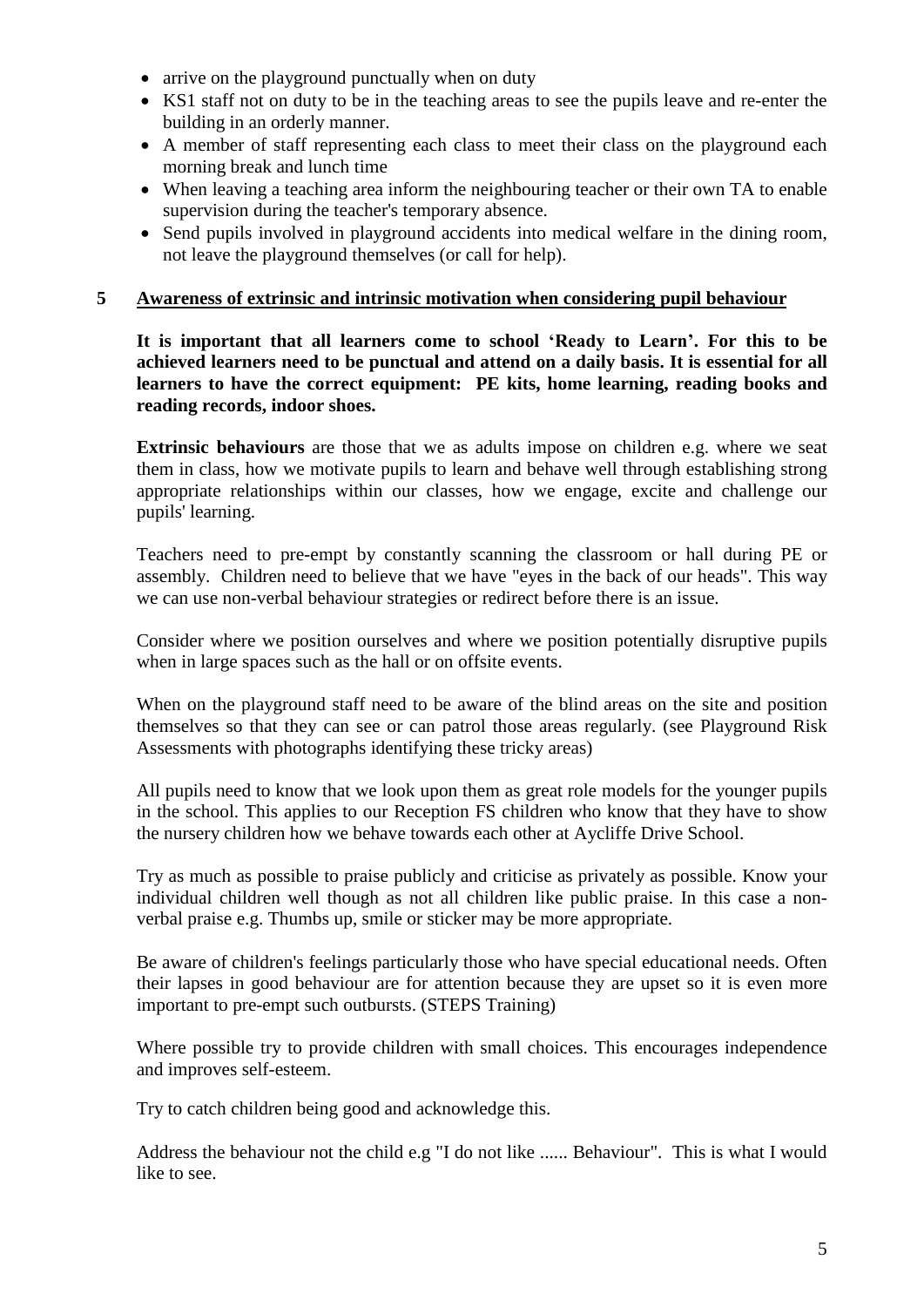- arrive on the playground punctually when on duty
- KS1 staff not on duty to be in the teaching areas to see the pupils leave and re-enter the building in an orderly manner.
- A member of staff representing each class to meet their class on the playground each morning break and lunch time
- When leaving a teaching area inform the neighbouring teacher or their own TA to enable supervision during the teacher's temporary absence.
- Send pupils involved in playground accidents into medical welfare in the dining room, not leave the playground themselves (or call for help).

## 5 Awareness of extrinsic and intrinsic motivation when considering pupil behaviour

**It is important that all learners come to school 'Ready to Learn'. For this to be achieved learners need to be punctual and attend on a daily basis. It is essential for all learners to have the correct equipment: PE kits, home learning, reading books and reading records, indoor shoes.**

**Extrinsic behaviours** are those that we as adults impose on children e.g. where we seat them in class, how we motivate pupils to learn and behave well through establishing strong appropriate relationships within our classes, how we engage, excite and challenge our pupils' learning.

Teachers need to pre-empt by constantly scanning the classroom or hall during PE or assembly. Children need to believe that we have "eyes in the back of our heads". This way we can use non-verbal behaviour strategies or redirect before there is an issue.

Consider where we position ourselves and where we position potentially disruptive pupils when in large spaces such as the hall or on offsite events.

When on the playground staff need to be aware of the blind areas on the site and position themselves so that they can see or can patrol those areas regularly. (see Playground Risk Assessments with photographs identifying these tricky areas)

All pupils need to know that we look upon them as great role models for the younger pupils in the school. This applies to our Reception FS children who know that they have to show the nursery children how we behave towards each other at Aycliffe Drive School.

Try as much as possible to praise publicly and criticise as privately as possible. Know your individual children well though as not all children like public praise. In this case a non-verbal praise e.g. Thumbs up, smile or sticker may be more appropriate.

Be aware of children's feelings particularly those who have special educational needs. Often their lapses in good behaviour are for attention because they are upset so it is even more important to pre-empt such outbursts. (STEPS Training)

Where possible try to provide children with small choices. This encourages independence and improves self-esteem.

Try to catch children being good and acknowledge this.

Address the behaviour not the child e.g "I do not like ...... Behaviour". This is what I would like to see.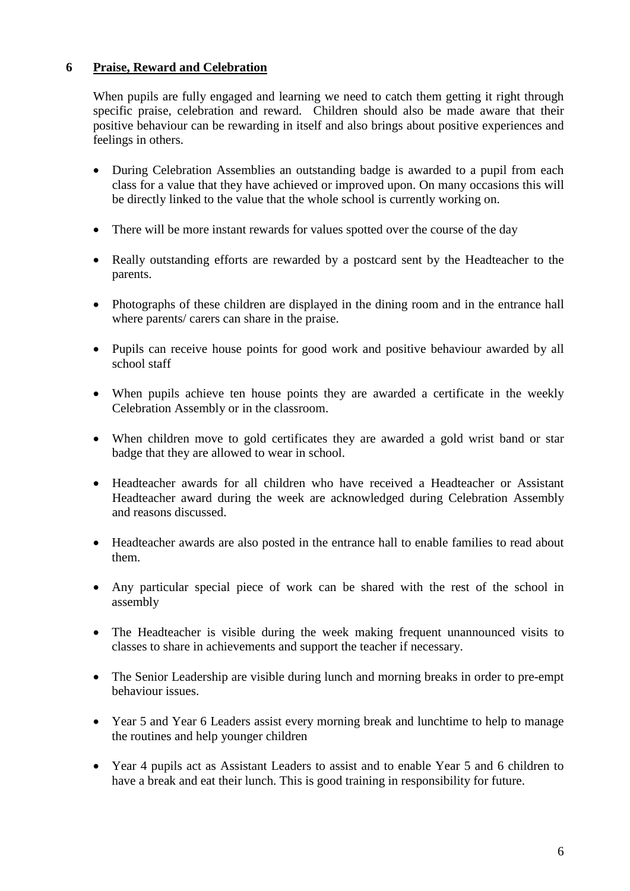## 6 Praise, Reward and Celebration

When pupils are fully engaged and learning we need to catch them getting it right through specific praise, celebration and reward. Children should also be made aware that their positive behaviour can be rewarding in itself and also brings about positive experiences and feelings in others.

- During Celebration Assemblies an outstanding badge is awarded to a pupil from each class for a value that they have achieved or improved upon. On many occasions this will be directly linked to the value that the whole school is currently working on.
- There will be more instant rewards for values spotted over the course of the day
- Really outstanding efforts are rewarded by a postcard sent by the Headteacher to the parents.
- Photographs of these children are displayed in the dining room and in the entrance hall where parents/ carers can share in the praise.
- Pupils can receive house points for good work and positive behaviour awarded by all school staff
- When pupils achieve ten house points they are awarded a certificate in the weekly Celebration Assembly or in the classroom.
- When children move to gold certificates they are awarded a gold wrist band or star badge that they are allowed to wear in school.
- Headteacher awards for all children who have received a Headteacher or Assistant Headteacher award during the week are acknowledged during Celebration Assembly and reasons discussed.
- Headteacher awards are also posted in the entrance hall to enable families to read about them.
- Any particular special piece of work can be shared with the rest of the school in assembly
- The Headteacher is visible during the week making frequent unannounced visits to classes to share in achievements and support the teacher if necessary.
- The Senior Leadership are visible during lunch and morning breaks in order to pre-empt behaviour issues.
- Year 5 and Year 6 Leaders assist every morning break and lunchtime to help to manage the routines and help younger children
- Year 4 pupils act as Assistant Leaders to assist and to enable Year 5 and 6 children to have a break and eat their lunch. This is good training in responsibility for future.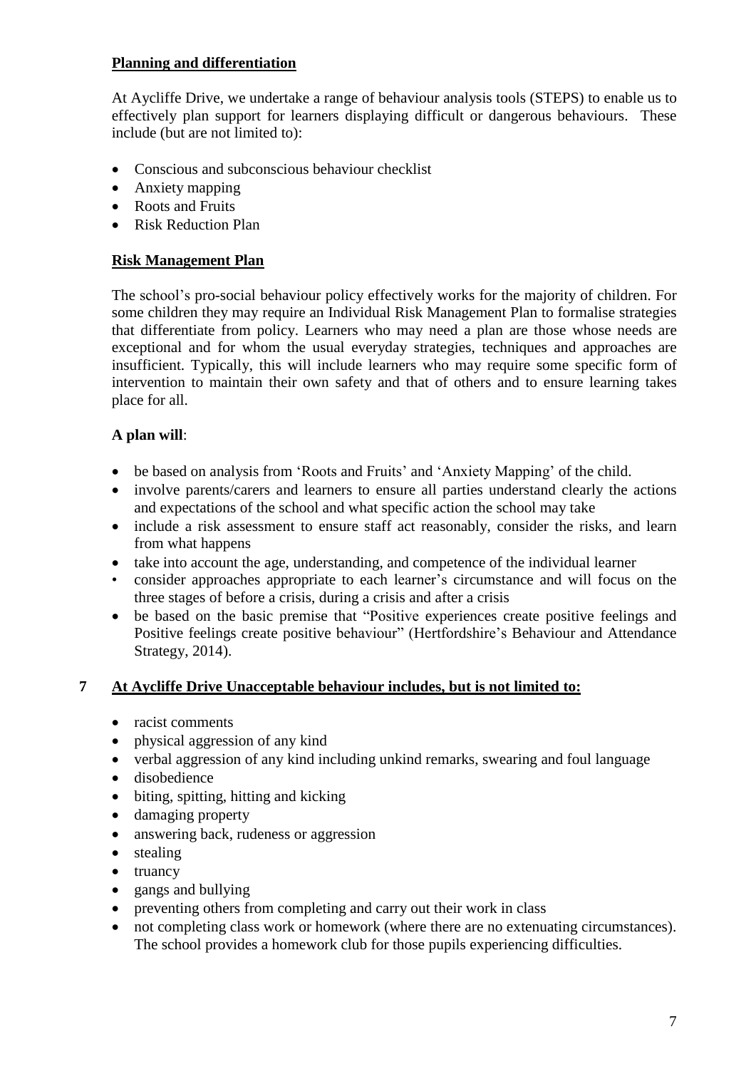## Planning and differentiation

At Aycliffe Drive, we undertake a range of behaviour analysis tools (STEPS) to enable us to effectively plan support for learners displaying difficult or dangerous behaviours. These include (but are not limited to):

- Conscious and subconscious behaviour checklist
- Anxiety mapping
- Roots and Fruits
- Risk Reduction Plan

## Risk Management Plan

The school's pro-social behaviour policy effectively works for the majority of children. For some children they may require an Individual Risk Management Plan to formalise strategies that differentiate from policy. Learners who may need a plan are those whose needs are exceptional and for whom the usual everyday strategies, techniques and approaches are insufficient. Typically, this will include learners who may require some specific form of intervention to maintain their own safety and that of others and to ensure learning takes place for all.

**A plan will**:

- be based on analysis from 'Roots and Fruits' and 'Anxiety Mapping' of the child.
- involve parents/carers and learners to ensure all parties understand clearly the actions and expectations of the school and what specific action the school may take
- include a risk assessment to ensure staff act reasonably, consider the risks, and learn from what happens
- take into account the age, understanding, and competence of the individual learner
- consider approaches appropriate to each learner's circumstance and will focus on the three stages of before a crisis, during a crisis and after a crisis
- be based on the basic premise that "Positive experiences create positive feelings and Positive feelings create positive behaviour" (Hertfordshire's Behaviour and Attendance Strategy, 2014).

## 7 At Aycliffe Drive Unacceptable behaviour includes, but is not limited to:

- racist comments
- physical aggression of any kind
- verbal aggression of any kind including unkind remarks, swearing and foul language
- disobedience
- biting, spitting, hitting and kicking
- damaging property
- answering back, rudeness or aggression
- stealing
- truancy
- gangs and bullying
- preventing others from completing and carry out their work in class
- not completing class work or homework (where there are no extenuating circumstances). The school provides a homework club for those pupils experiencing difficulties.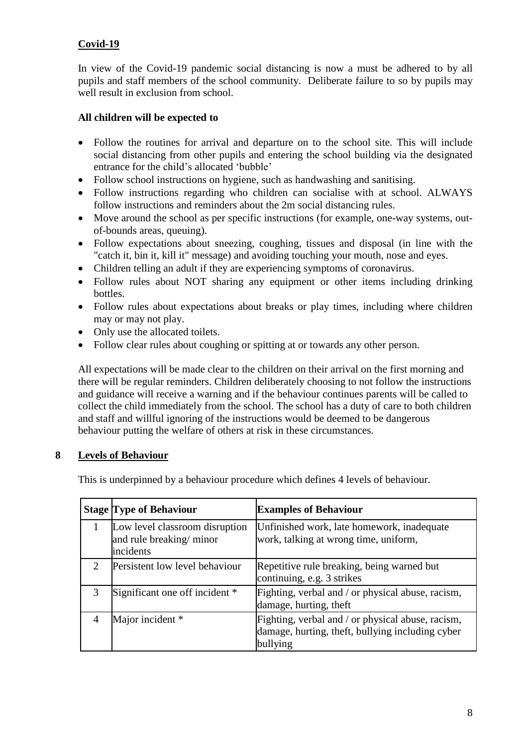## Covid-19

In view of the Covid-19 pandemic social distancing is now a must be adhered to by all pupils and staff members of the school community. Deliberate failure to so by pupils may well result in exclusion from school.

**All children will be expected to**

- Follow the routines for arrival and departure on to the school site. This will include social distancing from other pupils and entering the school building via the designated entrance for the child's allocated 'bubble'
- Follow school instructions on hygiene, such as handwashing and sanitising.
- Follow instructions regarding who children can socialise with at school. ALWAYS follow instructions and reminders about the 2m social distancing rules.
- Move around the school as per specific instructions (for example, one-way systems, out-of-bounds areas, queuing).
- Follow expectations about sneezing, coughing, tissues and disposal (in line with the "catch it, bin it, kill it" message) and avoiding touching your mouth, nose and eyes.
- Children telling an adult if they are experiencing symptoms of coronavirus.
- Follow rules about NOT sharing any equipment or other items including drinking bottles.
- Follow rules about expectations about breaks or play times, including where children may or may not play.
- Only use the allocated toilets.
- Follow clear rules about coughing or spitting at or towards any other person.

All expectations will be made clear to the children on their arrival on the first morning and there will be regular reminders. Children deliberately choosing to not follow the instructions and guidance will receive a warning and if the behaviour continues parents will be called to collect the child immediately from the school. The school has a duty of care to both children and staff and willful ignoring of the instructions would be deemed to be dangerous behaviour putting the welfare of others at risk in these circumstances.

## 8 Levels of Behaviour

This is underpinned by a behaviour procedure which defines 4 levels of behaviour.

| Stage | Type of Behaviour | Examples of Behaviour |
|---|---|---|
| 1 | Low level classroom disruption and rule breaking/ minor incidents | Unfinished work, late homework, inadequate work, talking at wrong time, uniform, |
| 2 | Persistent low level behaviour | Repetitive rule breaking, being warned but continuing, e.g. 3 strikes |
| 3 | Significant one off incident * | Fighting, verbal and / or physical abuse, racism, damage, hurting, theft |
| 4 | Major incident * | Fighting, verbal and / or physical abuse, racism, damage, hurting, theft, bullying including cyber bullying |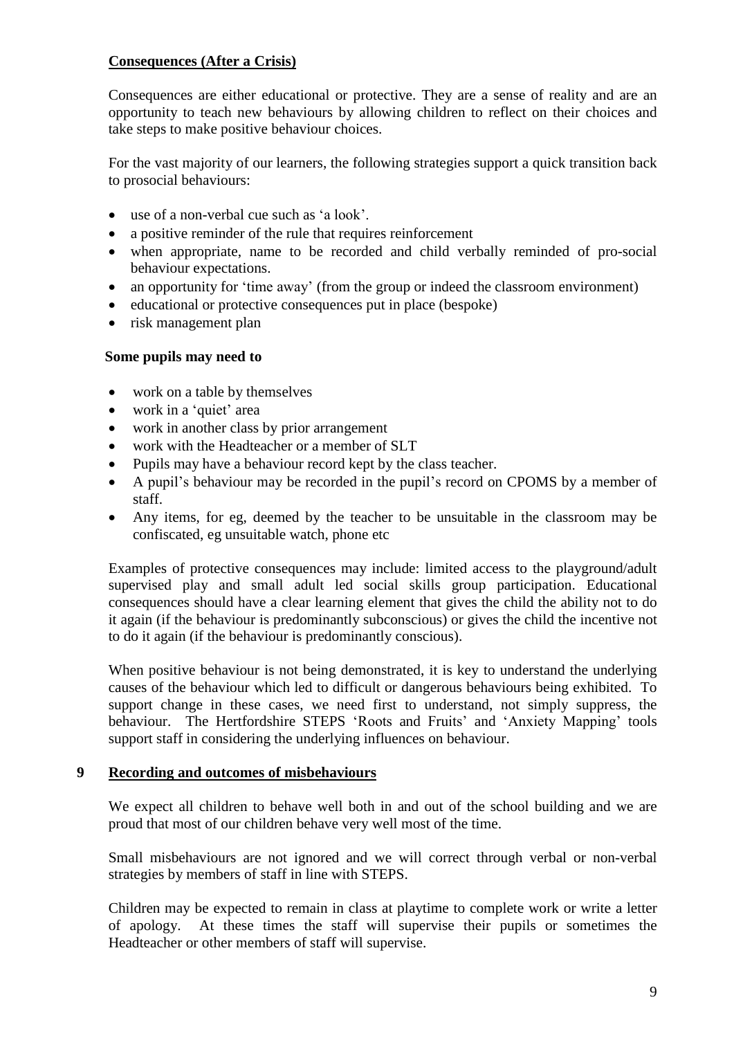**Consequences (After a Crisis)**

Consequences are either educational or protective. They are a sense of reality and are an opportunity to teach new behaviours by allowing children to reflect on their choices and take steps to make positive behaviour choices.

For the vast majority of our learners, the following strategies support a quick transition back to prosocial behaviours:

- use of a non-verbal cue such as 'a look'.
- a positive reminder of the rule that requires reinforcement
- when appropriate, name to be recorded and child verbally reminded of pro-social behaviour expectations.
- an opportunity for 'time away' (from the group or indeed the classroom environment)
- educational or protective consequences put in place (bespoke)
- risk management plan

**Some pupils may need to**

- work on a table by themselves
- work in a 'quiet' area
- work in another class by prior arrangement
- work with the Headteacher or a member of SLT
- Pupils may have a behaviour record kept by the class teacher.
- A pupil's behaviour may be recorded in the pupil's record on CPOMS by a member of staff.
- Any items, for eg, deemed by the teacher to be unsuitable in the classroom may be confiscated, eg unsuitable watch, phone etc

Examples of protective consequences may include: limited access to the playground/adult supervised play and small adult led social skills group participation. Educational consequences should have a clear learning element that gives the child the ability not to do it again (if the behaviour is predominantly subconscious) or gives the child the incentive not to do it again (if the behaviour is predominantly conscious).

When positive behaviour is not being demonstrated, it is key to understand the underlying causes of the behaviour which led to difficult or dangerous behaviours being exhibited. To support change in these cases, we need first to understand, not simply suppress, the behaviour. The Hertfordshire STEPS 'Roots and Fruits' and 'Anxiety Mapping' tools support staff in considering the underlying influences on behaviour.

## 9 Recording and outcomes of misbehaviours

We expect all children to behave well both in and out of the school building and we are proud that most of our children behave very well most of the time.

Small misbehaviours are not ignored and we will correct through verbal or non-verbal strategies by members of staff in line with STEPS.

Children may be expected to remain in class at playtime to complete work or write a letter of apology. At these times the staff will supervise their pupils or sometimes the Headteacher or other members of staff will supervise.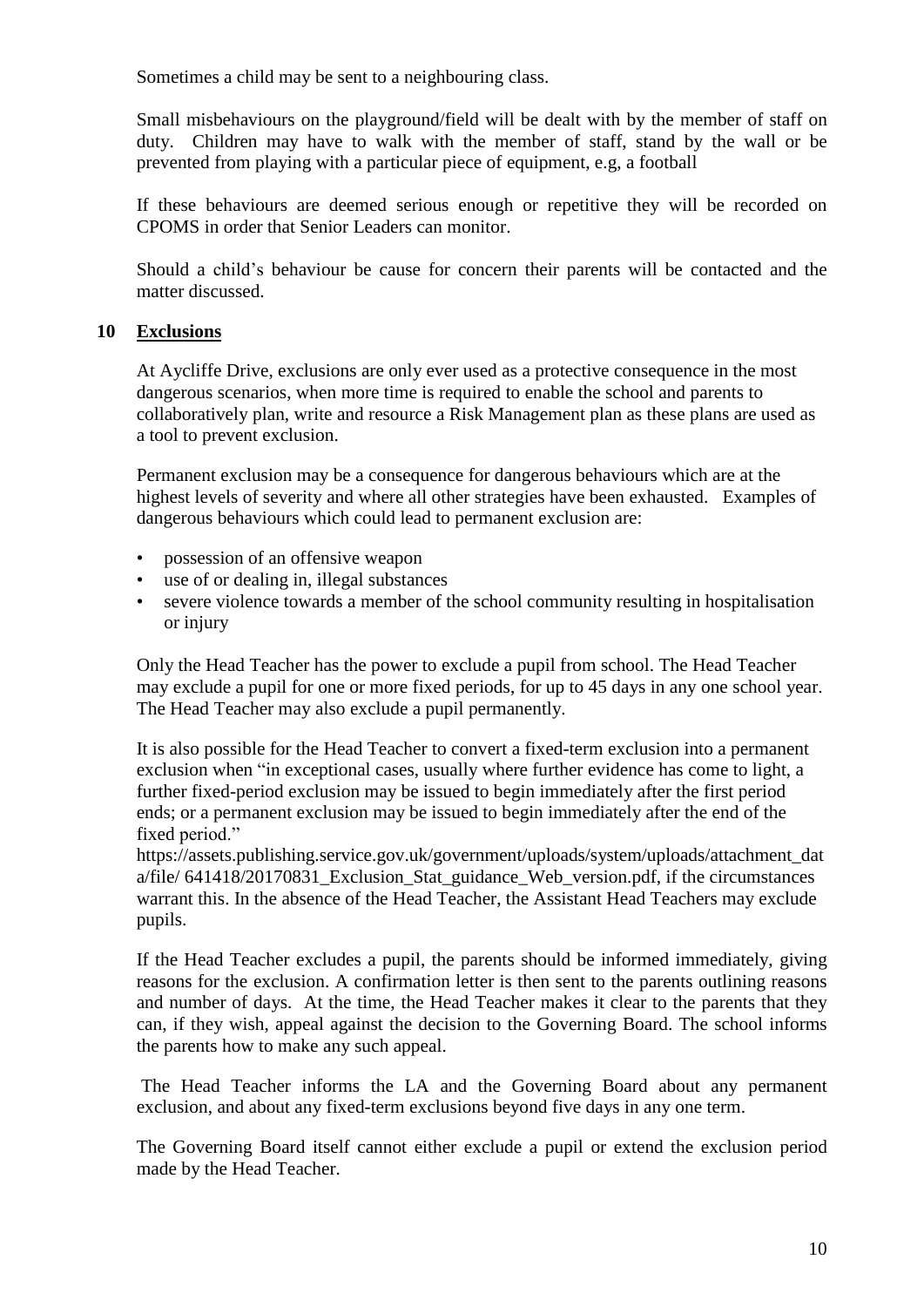Sometimes a child may be sent to a neighbouring class.

Small misbehaviours on the playground/field will be dealt with by the member of staff on duty. Children may have to walk with the member of staff, stand by the wall or be prevented from playing with a particular piece of equipment, e.g, a football

If these behaviours are deemed serious enough or repetitive they will be recorded on CPOMS in order that Senior Leaders can monitor.

Should a child's behaviour be cause for concern their parents will be contacted and the matter discussed.

## 10 Exclusions

At Aycliffe Drive, exclusions are only ever used as a protective consequence in the most dangerous scenarios, when more time is required to enable the school and parents to collaboratively plan, write and resource a Risk Management plan as these plans are used as a tool to prevent exclusion.

Permanent exclusion may be a consequence for dangerous behaviours which are at the highest levels of severity and where all other strategies have been exhausted. Examples of dangerous behaviours which could lead to permanent exclusion are:

- possession of an offensive weapon
- use of or dealing in, illegal substances
- severe violence towards a member of the school community resulting in hospitalisation or injury

Only the Head Teacher has the power to exclude a pupil from school. The Head Teacher may exclude a pupil for one or more fixed periods, for up to 45 days in any one school year. The Head Teacher may also exclude a pupil permanently.

It is also possible for the Head Teacher to convert a fixed-term exclusion into a permanent exclusion when "in exceptional cases, usually where further evidence has come to light, a further fixed-period exclusion may be issued to begin immediately after the first period ends; or a permanent exclusion may be issued to begin immediately after the end of the fixed period." https://assets.publishing.service.gov.uk/government/uploads/system/uploads/attachment_data/file/ 641418/20170831_Exclusion_Stat_guidance_Web_version.pdf, if the circumstances warrant this. In the absence of the Head Teacher, the Assistant Head Teachers may exclude pupils.

If the Head Teacher excludes a pupil, the parents should be informed immediately, giving reasons for the exclusion. A confirmation letter is then sent to the parents outlining reasons and number of days. At the time, the Head Teacher makes it clear to the parents that they can, if they wish, appeal against the decision to the Governing Board. The school informs the parents how to make any such appeal.

The Head Teacher informs the LA and the Governing Board about any permanent exclusion, and about any fixed-term exclusions beyond five days in any one term.

The Governing Board itself cannot either exclude a pupil or extend the exclusion period made by the Head Teacher.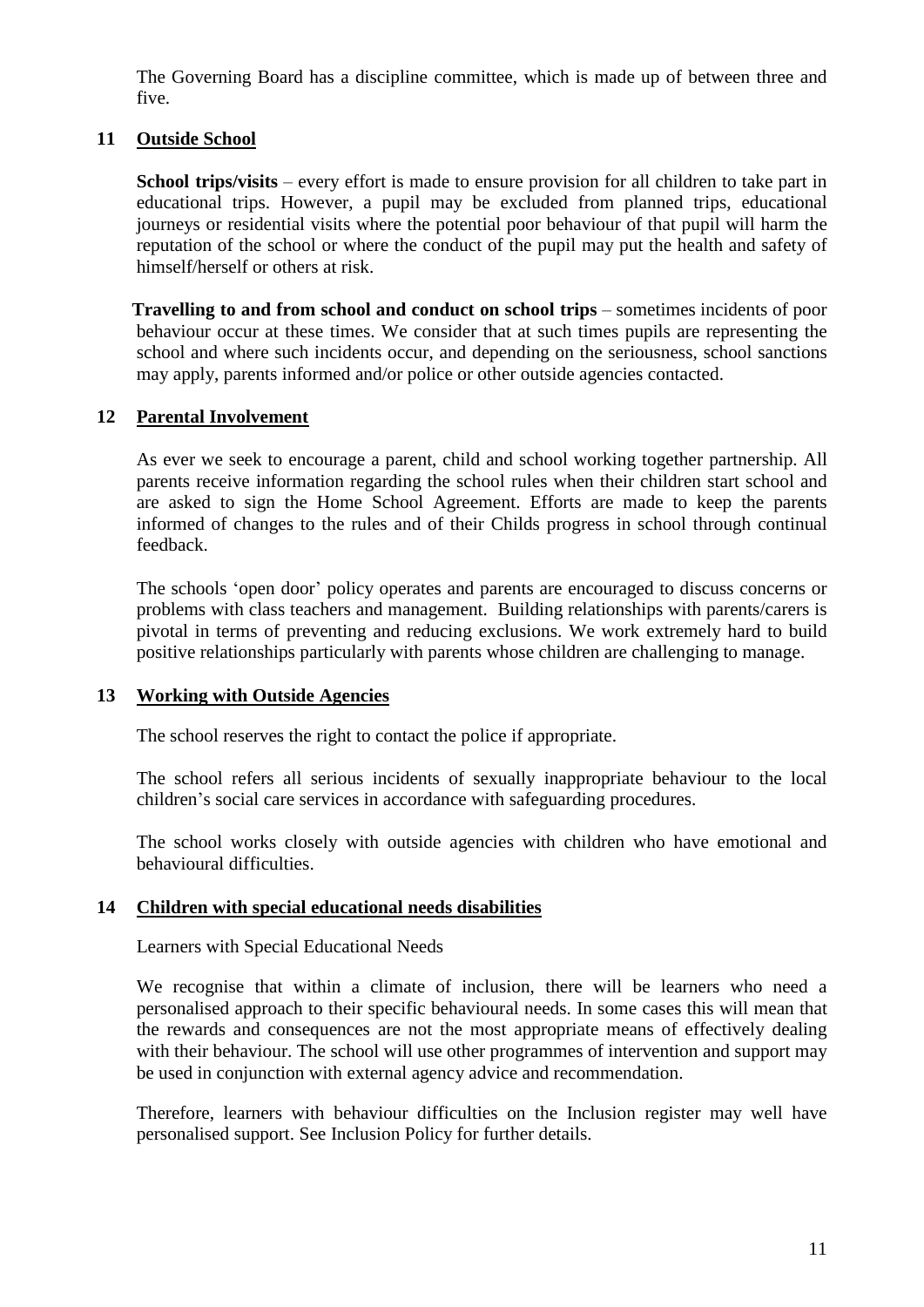The Governing Board has a discipline committee, which is made up of between three and five.

## 11 Outside School

**School trips/visits** – every effort is made to ensure provision for all children to take part in educational trips. However, a pupil may be excluded from planned trips, educational journeys or residential visits where the potential poor behaviour of that pupil will harm the reputation of the school or where the conduct of the pupil may put the health and safety of himself/herself or others at risk.

**Travelling to and from school and conduct on school trips** – sometimes incidents of poor behaviour occur at these times. We consider that at such times pupils are representing the school and where such incidents occur, and depending on the seriousness, school sanctions may apply, parents informed and/or police or other outside agencies contacted.

## 12 Parental Involvement

As ever we seek to encourage a parent, child and school working together partnership. All parents receive information regarding the school rules when their children start school and are asked to sign the Home School Agreement. Efforts are made to keep the parents informed of changes to the rules and of their Childs progress in school through continual feedback.

The schools 'open door' policy operates and parents are encouraged to discuss concerns or problems with class teachers and management. Building relationships with parents/carers is pivotal in terms of preventing and reducing exclusions. We work extremely hard to build positive relationships particularly with parents whose children are challenging to manage.

## 13 Working with Outside Agencies

The school reserves the right to contact the police if appropriate.

The school refers all serious incidents of sexually inappropriate behaviour to the local children's social care services in accordance with safeguarding procedures.

The school works closely with outside agencies with children who have emotional and behavioural difficulties.

## 14 Children with special educational needs disabilities

Learners with Special Educational Needs

We recognise that within a climate of inclusion, there will be learners who need a personalised approach to their specific behavioural needs. In some cases this will mean that the rewards and consequences are not the most appropriate means of effectively dealing with their behaviour. The school will use other programmes of intervention and support may be used in conjunction with external agency advice and recommendation.

Therefore, learners with behaviour difficulties on the Inclusion register may well have personalised support. See Inclusion Policy for further details.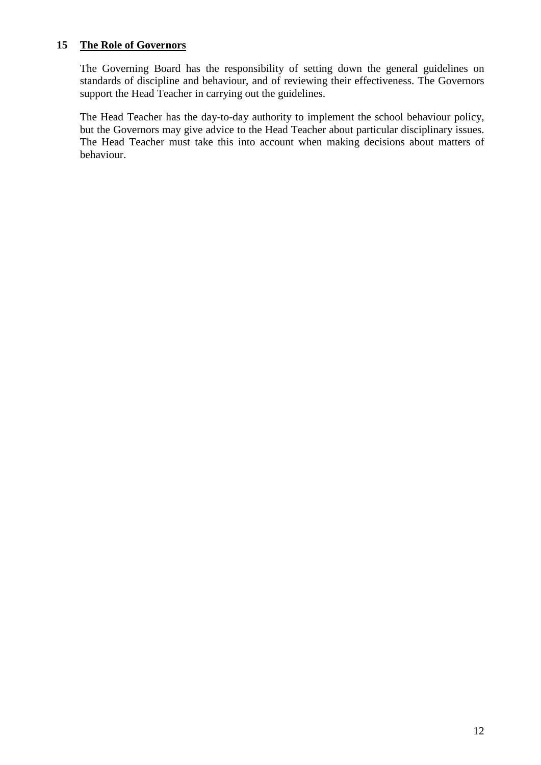## 15 The Role of Governors

The Governing Board has the responsibility of setting down the general guidelines on standards of discipline and behaviour, and of reviewing their effectiveness. The Governors support the Head Teacher in carrying out the guidelines.

The Head Teacher has the day-to-day authority to implement the school behaviour policy, but the Governors may give advice to the Head Teacher about particular disciplinary issues. The Head Teacher must take this into account when making decisions about matters of behaviour.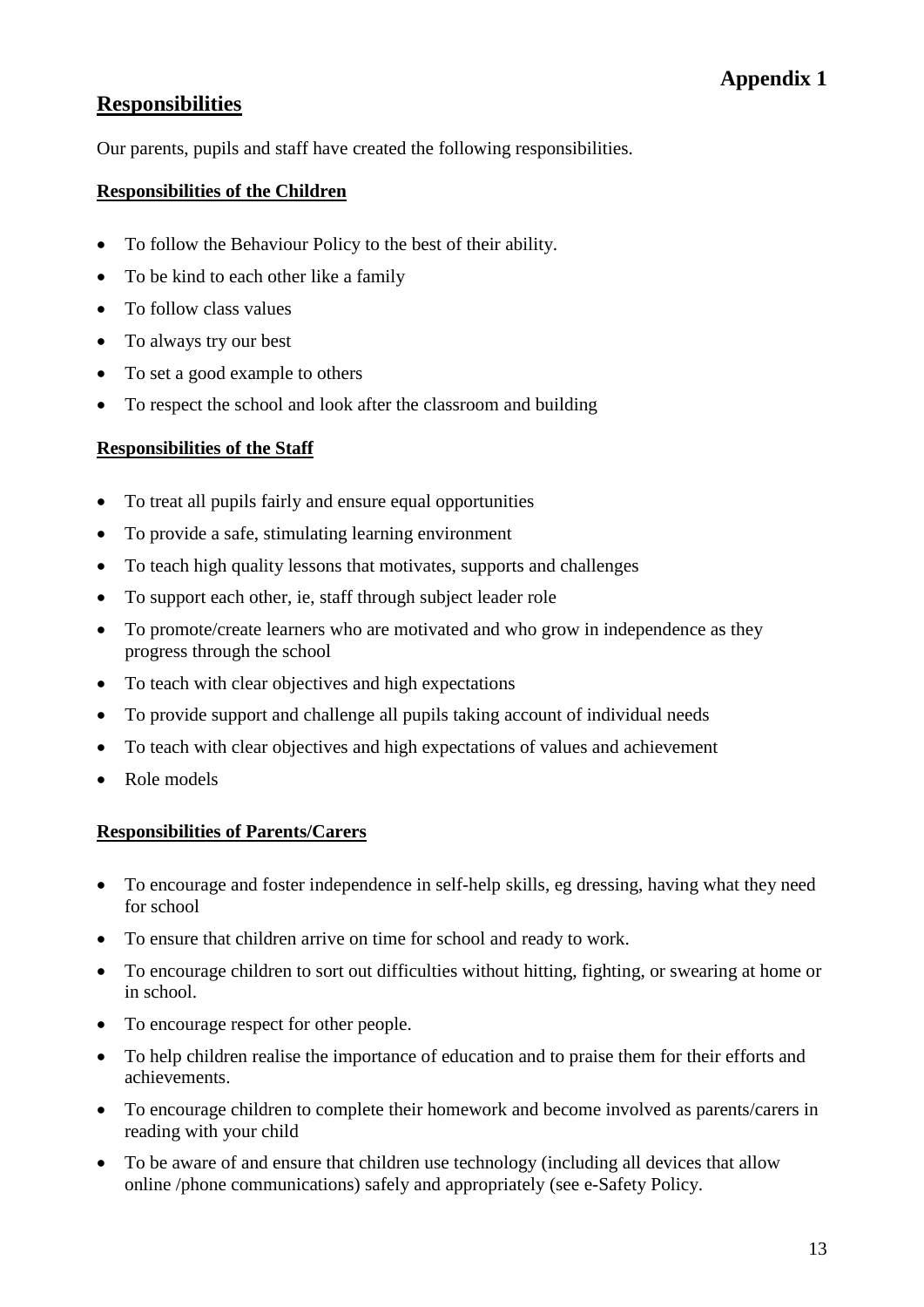**Appendix 1**

## Responsibilities

Our parents, pupils and staff have created the following responsibilities.

### Responsibilities of the Children

- To follow the Behaviour Policy to the best of their ability.
- To be kind to each other like a family
- To follow class values
- To always try our best
- To set a good example to others
- To respect the school and look after the classroom and building

### Responsibilities of the Staff

- To treat all pupils fairly and ensure equal opportunities
- To provide a safe, stimulating learning environment
- To teach high quality lessons that motivates, supports and challenges
- To support each other, ie, staff through subject leader role
- To promote/create learners who are motivated and who grow in independence as they progress through the school
- To teach with clear objectives and high expectations
- To provide support and challenge all pupils taking account of individual needs
- To teach with clear objectives and high expectations of values and achievement
- Role models

### Responsibilities of Parents/Carers

- To encourage and foster independence in self-help skills, eg dressing, having what they need for school
- To ensure that children arrive on time for school and ready to work.
- To encourage children to sort out difficulties without hitting, fighting, or swearing at home or in school.
- To encourage respect for other people.
- To help children realise the importance of education and to praise them for their efforts and achievements.
- To encourage children to complete their homework and become involved as parents/carers in reading with your child
- To be aware of and ensure that children use technology (including all devices that allow online /phone communications) safely and appropriately (see e-Safety Policy.